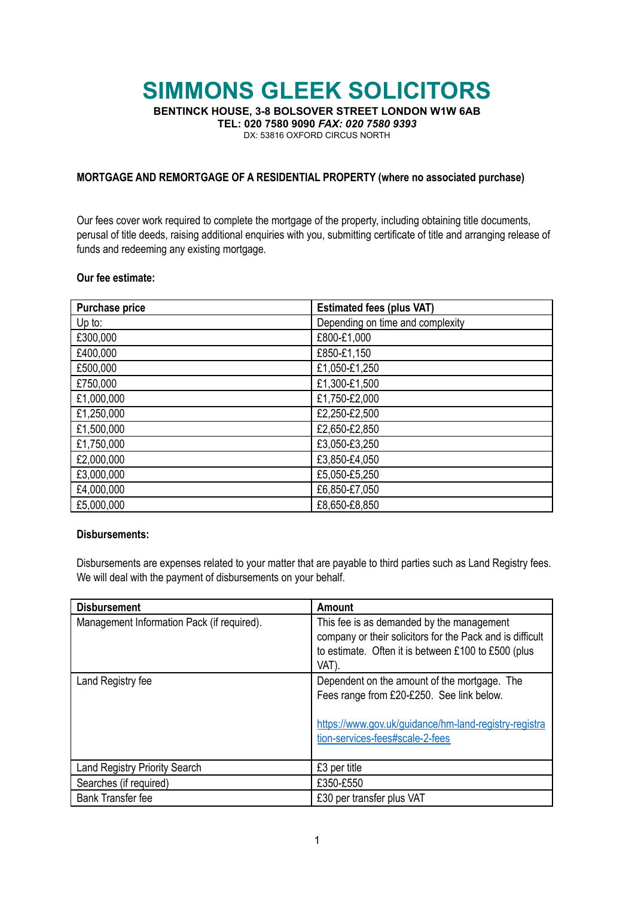# SIMMONS GLEEK SOLICITORS

**BENTINCK HOUSE, 3-8 BOLSOVER STREET LONDON W1W 6AB**
**TEL: 020 7580 9090** ***FAX: 020 7580 9393***
DX: 53816 OXFORD CIRCUS NORTH

**MORTGAGE AND REMORTGAGE OF A RESIDENTIAL PROPERTY (where no associated purchase)**

Our fees cover work required to complete the mortgage of the property, including obtaining title documents, perusal of title deeds, raising additional enquiries with you, submitting certificate of title and arranging release of funds and redeeming any existing mortgage.

**Our fee estimate:**

| Purchase price | Estimated fees (plus VAT) |
|---|---|
| Up to: | Depending on time and complexity |
| £300,000 | £800-£1,000 |
| £400,000 | £850-£1,150 |
| £500,000 | £1,050-£1,250 |
| £750,000 | £1,300-£1,500 |
| £1,000,000 | £1,750-£2,000 |
| £1,250,000 | £2,250-£2,500 |
| £1,500,000 | £2,650-£2,850 |
| £1,750,000 | £3,050-£3,250 |
| £2,000,000 | £3,850-£4,050 |
| £3,000,000 | £5,050-£5,250 |
| £4,000,000 | £6,850-£7,050 |
| £5,000,000 | £8,650-£8,850 |

**Disbursements:**

Disbursements are expenses related to your matter that are payable to third parties such as Land Registry fees. We will deal with the payment of disbursements on your behalf.

| Disbursement | Amount |
|---|---|
| Management Information Pack (if required). | This fee is as demanded by the management company or their solicitors for the Pack and is difficult to estimate. Often it is between £100 to £500 (plus VAT). |
| Land Registry fee | Dependent on the amount of the mortgage. The Fees range from £20-£250. See link below. [https://www.gov.uk/guidance/hm-land-registry-registration-services-fees#scale-2-fees](https://www.gov.uk/guidance/hm-land-registry-registration-services-fees#scale-2-fees) |
| Land Registry Priority Search | £3 per title |
| Searches (if required) | £350-£550 |
| Bank Transfer fee | £30 per transfer plus VAT |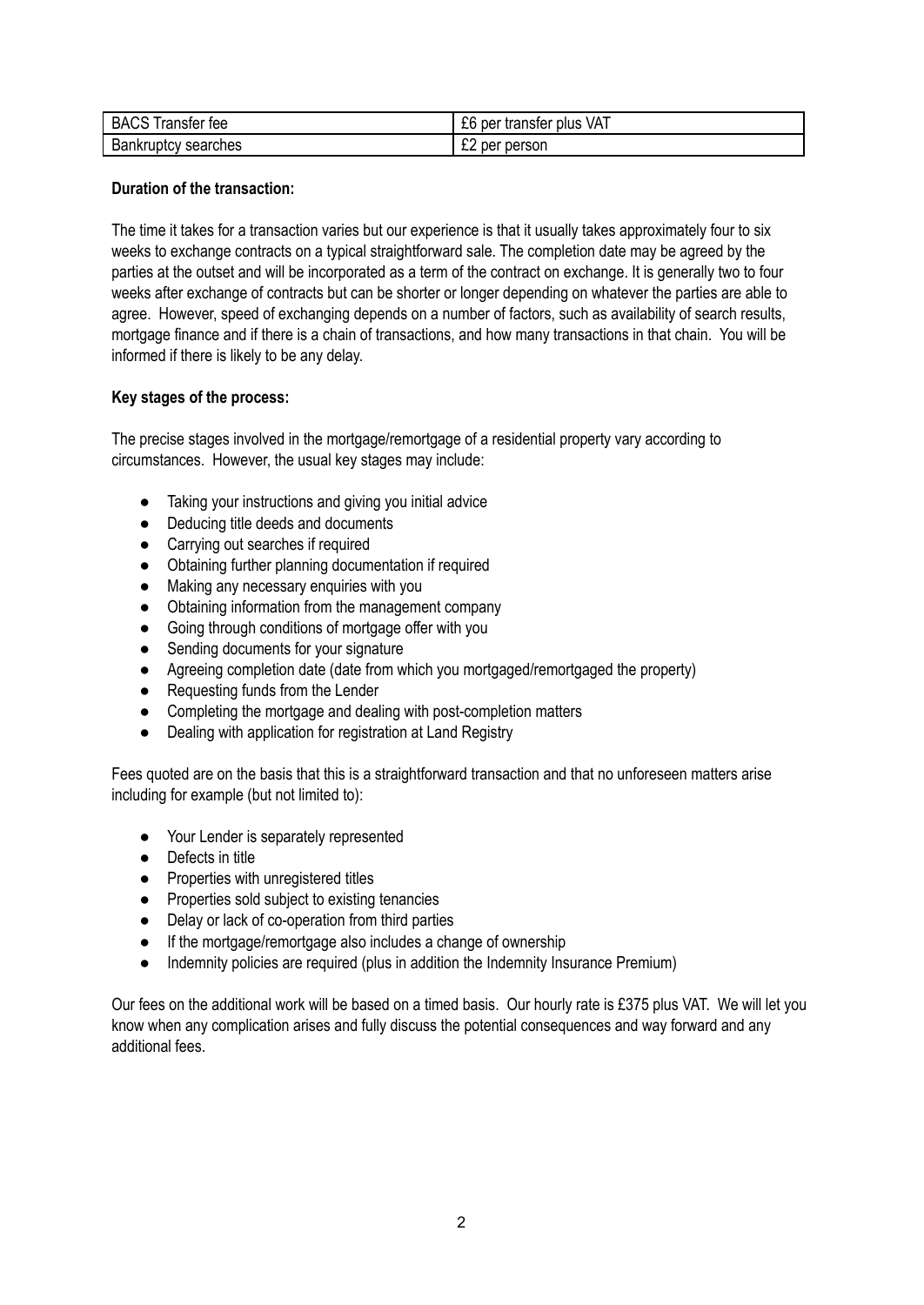| | |
|---|---|
| BACS Transfer fee | £6 per transfer plus VAT |
| Bankruptcy searches | £2 per person |

**Duration of the transaction:**

The time it takes for a transaction varies but our experience is that it usually takes approximately four to six weeks to exchange contracts on a typical straightforward sale. The completion date may be agreed by the parties at the outset and will be incorporated as a term of the contract on exchange. It is generally two to four weeks after exchange of contracts but can be shorter or longer depending on whatever the parties are able to agree. However, speed of exchanging depends on a number of factors, such as availability of search results, mortgage finance and if there is a chain of transactions, and how many transactions in that chain. You will be informed if there is likely to be any delay.

**Key stages of the process:**

The precise stages involved in the mortgage/remortgage of a residential property vary according to circumstances. However, the usual key stages may include:

- Taking your instructions and giving you initial advice
- Deducing title deeds and documents
- Carrying out searches if required
- Obtaining further planning documentation if required
- Making any necessary enquiries with you
- Obtaining information from the management company
- Going through conditions of mortgage offer with you
- Sending documents for your signature
- Agreeing completion date (date from which you mortgaged/remortgaged the property)
- Requesting funds from the Lender
- Completing the mortgage and dealing with post-completion matters
- Dealing with application for registration at Land Registry

Fees quoted are on the basis that this is a straightforward transaction and that no unforeseen matters arise including for example (but not limited to):

- Your Lender is separately represented
- Defects in title
- Properties with unregistered titles
- Properties sold subject to existing tenancies
- Delay or lack of co-operation from third parties
- If the mortgage/remortgage also includes a change of ownership
- Indemnity policies are required (plus in addition the Indemnity Insurance Premium)

Our fees on the additional work will be based on a timed basis. Our hourly rate is £375 plus VAT. We will let you know when any complication arises and fully discuss the potential consequences and way forward and any additional fees.